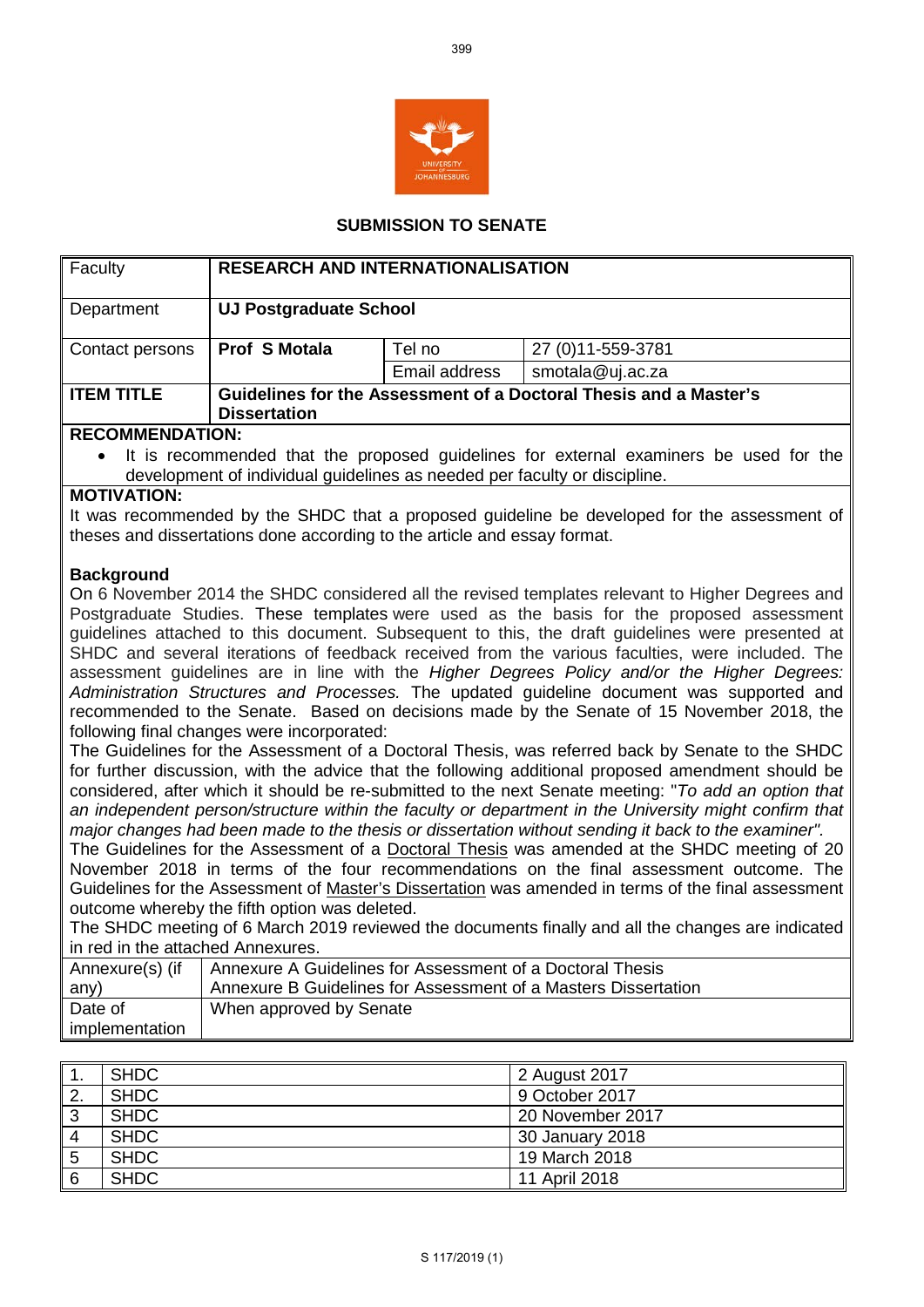## SUBMISSION TO SENATE

| Faculty | **RESEARCH AND INTERNATIONALISATION** | | |
|---|---|---|---|
| Department | **UJ Postgraduate School** | | |
| Contact persons | **Prof S Motala** | Tel no | 27 (0)11-559-3781 |
| | | Email address | smotala@uj.ac.za |
| **ITEM TITLE** | **Guidelines for the Assessment of a Doctoral Thesis and a Master's Dissertation** | | |

**RECOMMENDATION:**

- It is recommended that the proposed guidelines for external examiners be used for the development of individual guidelines as needed per faculty or discipline.

**MOTIVATION:**

It was recommended by the SHDC that a proposed guideline be developed for the assessment of theses and dissertations done according to the article and essay format.

**Background**

On 6 November 2014 the SHDC considered all the revised templates relevant to Higher Degrees and Postgraduate Studies. These templates were used as the basis for the proposed assessment guidelines attached to this document. Subsequent to this, the draft guidelines were presented at SHDC and several iterations of feedback received from the various faculties, were included. The assessment guidelines are in line with the *Higher Degrees Policy and/or the Higher Degrees: Administration Structures and Processes.* The updated guideline document was supported and recommended to the Senate. Based on decisions made by the Senate of 15 November 2018, the following final changes were incorporated:

The Guidelines for the Assessment of a Doctoral Thesis, was referred back by Senate to the SHDC for further discussion, with the advice that the following additional proposed amendment should be considered, after which it should be re-submitted to the next Senate meeting: "*To add an option that an independent person/structure within the faculty or department in the University might confirm that major changes had been made to the thesis or dissertation without sending it back to the examiner"*.

The Guidelines for the Assessment of a Doctoral Thesis was amended at the SHDC meeting of 20 November 2018 in terms of the four recommendations on the final assessment outcome. The Guidelines for the Assessment of Master's Dissertation was amended in terms of the final assessment outcome whereby the fifth option was deleted.

The SHDC meeting of 6 March 2019 reviewed the documents finally and all the changes are indicated in red in the attached Annexures.

| Annexure(s) (if any) | Annexure A Guidelines for Assessment of a Doctoral Thesis<br>Annexure B Guidelines for Assessment of a Masters Dissertation |
|---|---|
| Date of implementation | When approved by Senate |

| | | |
|---|---|---|
| 1. | SHDC | 2 August 2017 |
| 2. | SHDC | 9 October 2017 |
| 3 | SHDC | 20 November 2017 |
| 4 | SHDC | 30 January 2018 |
| 5 | SHDC | 19 March 2018 |
| 6 | SHDC | 11 April 2018 |

S 117/2019 (1)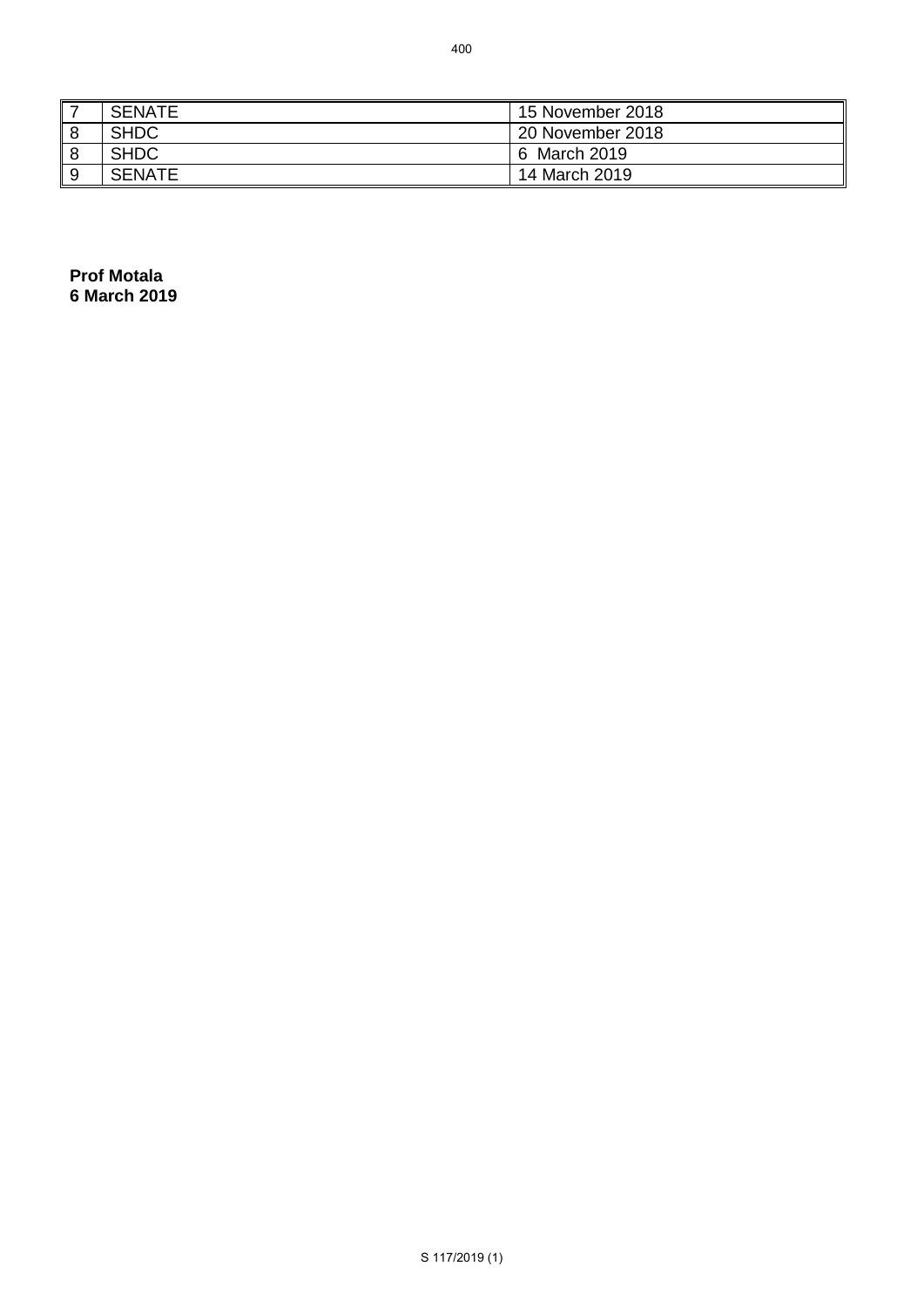| | | |
|---|---|---|
| 7 | SENATE | 15 November 2018 |
| 8 | SHDC | 20 November 2018 |
| 8 | SHDC | 6 March 2019 |
| 9 | SENATE | 14 March 2019 |

**Prof Motala**
**6 March 2019**

S 117/2019 (1)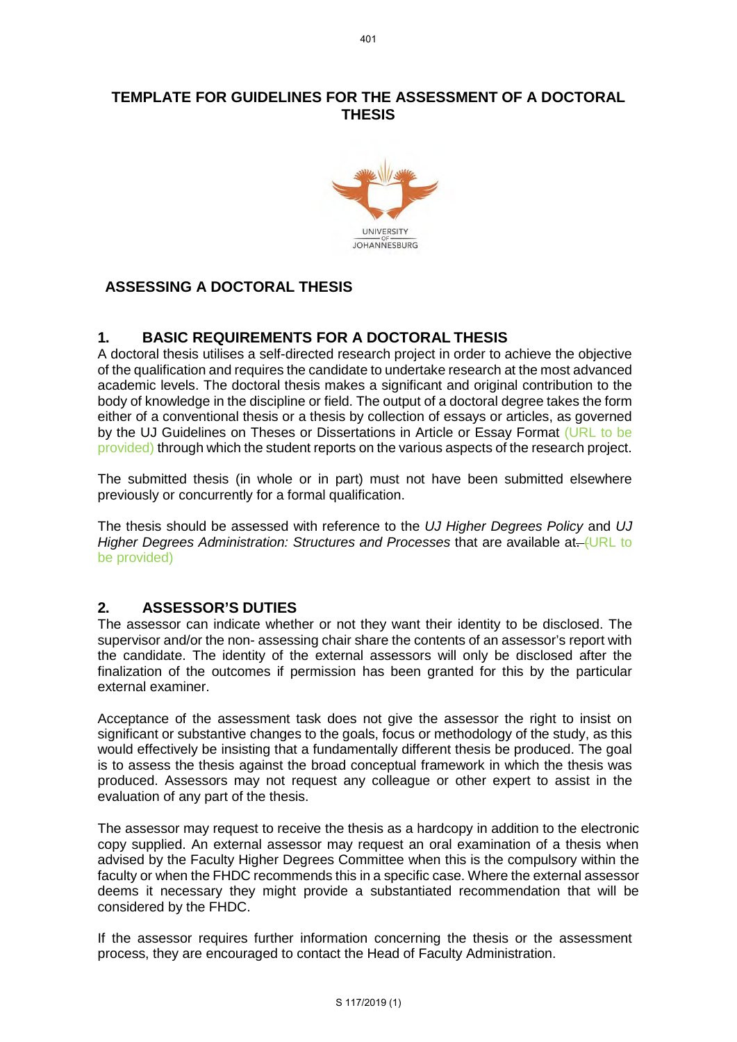# TEMPLATE FOR GUIDELINES FOR THE ASSESSMENT OF A DOCTORAL THESIS

## ASSESSING A DOCTORAL THESIS

### 1. BASIC REQUIREMENTS FOR A DOCTORAL THESIS

A doctoral thesis utilises a self-directed research project in order to achieve the objective of the qualification and requires the candidate to undertake research at the most advanced academic levels. The doctoral thesis makes a significant and original contribution to the body of knowledge in the discipline or field. The output of a doctoral degree takes the form either of a conventional thesis or a thesis by collection of essays or articles, as governed by the UJ Guidelines on Theses or Dissertations in Article or Essay Format (URL to be provided) through which the student reports on the various aspects of the research project.

The submitted thesis (in whole or in part) must not have been submitted elsewhere previously or concurrently for a formal qualification.

The thesis should be assessed with reference to the *UJ Higher Degrees Policy* and *UJ Higher Degrees Administration: Structures and Processes* that are available at. (URL to be provided)

### 2. ASSESSOR'S DUTIES

The assessor can indicate whether or not they want their identity to be disclosed. The supervisor and/or the non- assessing chair share the contents of an assessor's report with the candidate. The identity of the external assessors will only be disclosed after the finalization of the outcomes if permission has been granted for this by the particular external examiner.

Acceptance of the assessment task does not give the assessor the right to insist on significant or substantive changes to the goals, focus or methodology of the study, as this would effectively be insisting that a fundamentally different thesis be produced. The goal is to assess the thesis against the broad conceptual framework in which the thesis was produced. Assessors may not request any colleague or other expert to assist in the evaluation of any part of the thesis.

The assessor may request to receive the thesis as a hardcopy in addition to the electronic copy supplied. An external assessor may request an oral examination of a thesis when advised by the Faculty Higher Degrees Committee when this is the compulsory within the faculty or when the FHDC recommends this in a specific case. Where the external assessor deems it necessary they might provide a substantiated recommendation that will be considered by the FHDC.

If the assessor requires further information concerning the thesis or the assessment process, they are encouraged to contact the Head of Faculty Administration.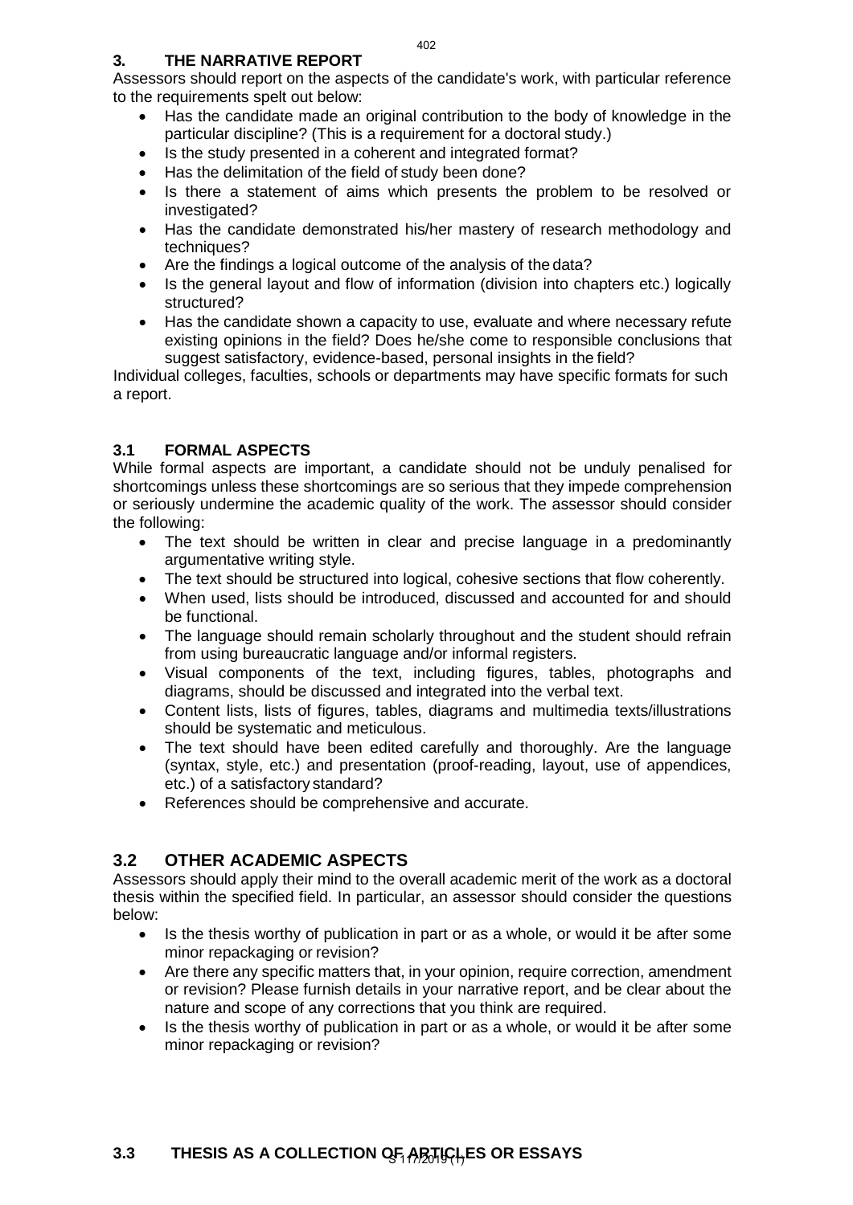## 3. THE NARRATIVE REPORT

Assessors should report on the aspects of the candidate's work, with particular reference to the requirements spelt out below:

- Has the candidate made an original contribution to the body of knowledge in the particular discipline? (This is a requirement for a doctoral study.)
- Is the study presented in a coherent and integrated format?
- Has the delimitation of the field of study been done?
- Is there a statement of aims which presents the problem to be resolved or investigated?
- Has the candidate demonstrated his/her mastery of research methodology and techniques?
- Are the findings a logical outcome of the analysis of the data?
- Is the general layout and flow of information (division into chapters etc.) logically structured?
- Has the candidate shown a capacity to use, evaluate and where necessary refute existing opinions in the field? Does he/she come to responsible conclusions that suggest satisfactory, evidence-based, personal insights in the field?

Individual colleges, faculties, schools or departments may have specific formats for such a report.

### 3.1 FORMAL ASPECTS

While formal aspects are important, a candidate should not be unduly penalised for shortcomings unless these shortcomings are so serious that they impede comprehension or seriously undermine the academic quality of the work. The assessor should consider the following:

- The text should be written in clear and precise language in a predominantly argumentative writing style.
- The text should be structured into logical, cohesive sections that flow coherently.
- When used, lists should be introduced, discussed and accounted for and should be functional.
- The language should remain scholarly throughout and the student should refrain from using bureaucratic language and/or informal registers.
- Visual components of the text, including figures, tables, photographs and diagrams, should be discussed and integrated into the verbal text.
- Content lists, lists of figures, tables, diagrams and multimedia texts/illustrations should be systematic and meticulous.
- The text should have been edited carefully and thoroughly. Are the language (syntax, style, etc.) and presentation (proof-reading, layout, use of appendices, etc.) of a satisfactory standard?
- References should be comprehensive and accurate.

### 3.2 OTHER ACADEMIC ASPECTS

Assessors should apply their mind to the overall academic merit of the work as a doctoral thesis within the specified field. In particular, an assessor should consider the questions below:

- Is the thesis worthy of publication in part or as a whole, or would it be after some minor repackaging or revision?
- Are there any specific matters that, in your opinion, require correction, amendment or revision? Please furnish details in your narrative report, and be clear about the nature and scope of any corrections that you think are required.
- Is the thesis worthy of publication in part or as a whole, or would it be after some minor repackaging or revision?

### 3.3 THESIS AS A COLLECTION OF ARTICLES OR ESSAYS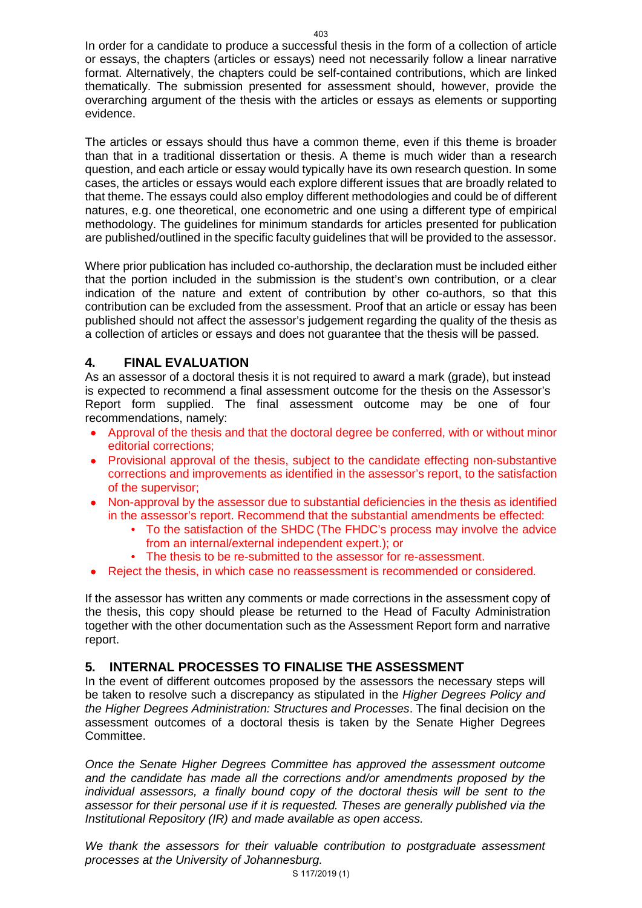In order for a candidate to produce a successful thesis in the form of a collection of article or essays, the chapters (articles or essays) need not necessarily follow a linear narrative format. Alternatively, the chapters could be self-contained contributions, which are linked thematically. The submission presented for assessment should, however, provide the overarching argument of the thesis with the articles or essays as elements or supporting evidence.

The articles or essays should thus have a common theme, even if this theme is broader than that in a traditional dissertation or thesis. A theme is much wider than a research question, and each article or essay would typically have its own research question. In some cases, the articles or essays would each explore different issues that are broadly related to that theme. The essays could also employ different methodologies and could be of different natures, e.g. one theoretical, one econometric and one using a different type of empirical methodology. The guidelines for minimum standards for articles presented for publication are published/outlined in the specific faculty guidelines that will be provided to the assessor.

Where prior publication has included co-authorship, the declaration must be included either that the portion included in the submission is the student's own contribution, or a clear indication of the nature and extent of contribution by other co-authors, so that this contribution can be excluded from the assessment. Proof that an article or essay has been published should not affect the assessor's judgement regarding the quality of the thesis as a collection of articles or essays and does not guarantee that the thesis will be passed.

## 4. FINAL EVALUATION

As an assessor of a doctoral thesis it is not required to award a mark (grade), but instead is expected to recommend a final assessment outcome for the thesis on the Assessor's Report form supplied. The final assessment outcome may be one of four recommendations, namely:

- Approval of the thesis and that the doctoral degree be conferred, with or without minor editorial corrections;
- Provisional approval of the thesis, subject to the candidate effecting non-substantive corrections and improvements as identified in the assessor's report, to the satisfaction of the supervisor;
- Non-approval by the assessor due to substantial deficiencies in the thesis as identified in the assessor's report. Recommend that the substantial amendments be effected:
  - To the satisfaction of the SHDC (The FHDC's process may involve the advice from an internal/external independent expert.); or
  - The thesis to be re-submitted to the assessor for re-assessment.
- Reject the thesis, in which case no reassessment is recommended or considered.

If the assessor has written any comments or made corrections in the assessment copy of the thesis, this copy should please be returned to the Head of Faculty Administration together with the other documentation such as the Assessment Report form and narrative report.

## 5. INTERNAL PROCESSES TO FINALISE THE ASSESSMENT

In the event of different outcomes proposed by the assessors the necessary steps will be taken to resolve such a discrepancy as stipulated in the *Higher Degrees Policy and the Higher Degrees Administration: Structures and Processes*. The final decision on the assessment outcomes of a doctoral thesis is taken by the Senate Higher Degrees Committee.

*Once the Senate Higher Degrees Committee has approved the assessment outcome and the candidate has made all the corrections and/or amendments proposed by the individual assessors, a finally bound copy of the doctoral thesis will be sent to the assessor for their personal use if it is requested. Theses are generally published via the Institutional Repository (IR) and made available as open access.*

*We thank the assessors for their valuable contribution to postgraduate assessment processes at the University of Johannesburg.*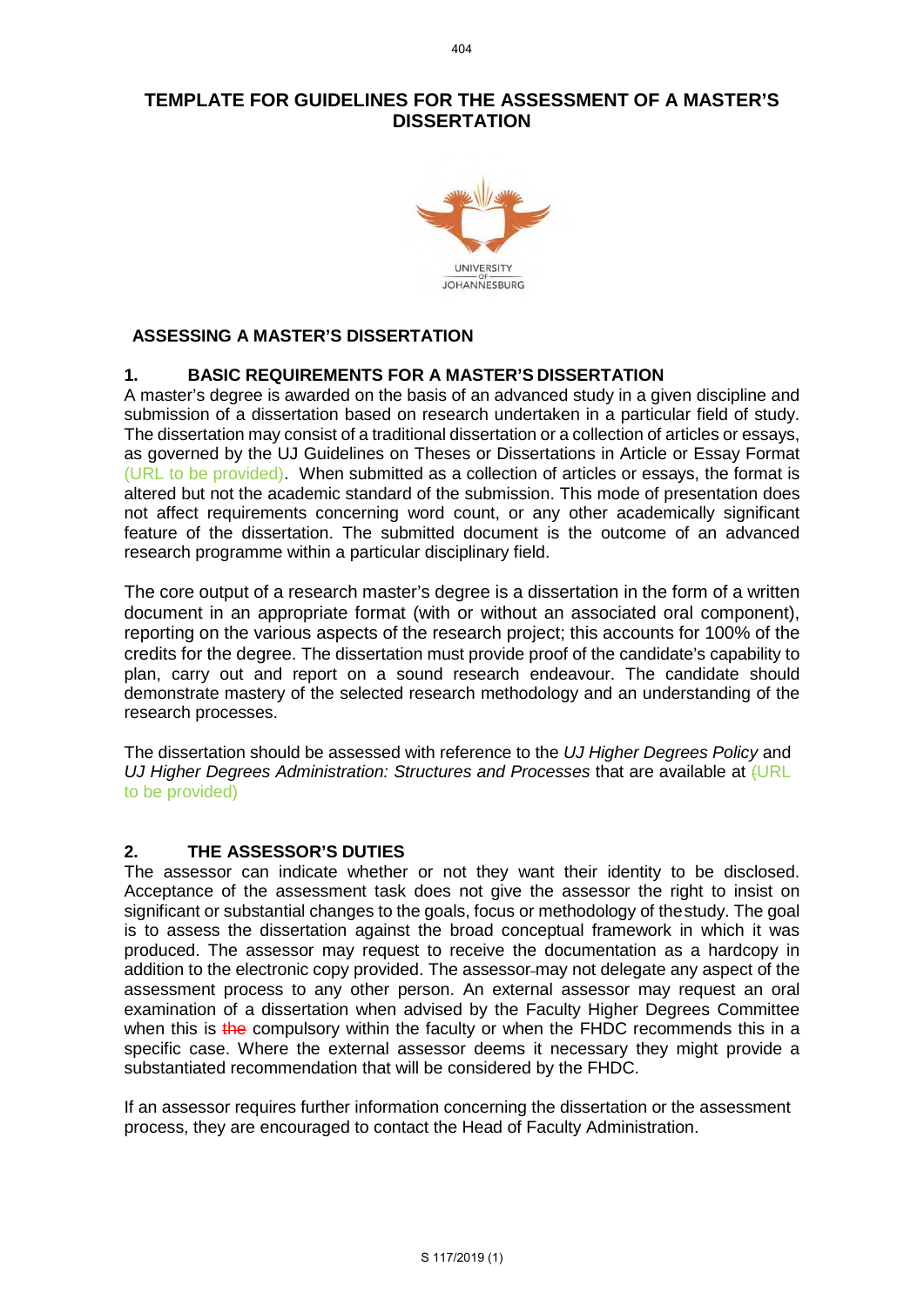# TEMPLATE FOR GUIDELINES FOR THE ASSESSMENT OF A MASTER'S DISSERTATION

UNIVERSITY OF JOHANNESBURG

## ASSESSING A MASTER'S DISSERTATION

### 1. BASIC REQUIREMENTS FOR A MASTER'S DISSERTATION

A master's degree is awarded on the basis of an advanced study in a given discipline and submission of a dissertation based on research undertaken in a particular field of study. The dissertation may consist of a traditional dissertation or a collection of articles or essays, as governed by the UJ Guidelines on Theses or Dissertations in Article or Essay Format (URL to be provided). When submitted as a collection of articles or essays, the format is altered but not the academic standard of the submission. This mode of presentation does not affect requirements concerning word count, or any other academically significant feature of the dissertation. The submitted document is the outcome of an advanced research programme within a particular disciplinary field.

The core output of a research master's degree is a dissertation in the form of a written document in an appropriate format (with or without an associated oral component), reporting on the various aspects of the research project; this accounts for 100% of the credits for the degree. The dissertation must provide proof of the candidate's capability to plan, carry out and report on a sound research endeavour. The candidate should demonstrate mastery of the selected research methodology and an understanding of the research processes.

The dissertation should be assessed with reference to the *UJ Higher Degrees Policy* and *UJ Higher Degrees Administration: Structures and Processes* that are available at (URL to be provided)

### 2. THE ASSESSOR'S DUTIES

The assessor can indicate whether or not they want their identity to be disclosed. Acceptance of the assessment task does not give the assessor the right to insist on significant or substantial changes to the goals, focus or methodology of the study. The goal is to assess the dissertation against the broad conceptual framework in which it was produced. The assessor may request to receive the documentation as a hardcopy in addition to the electronic copy provided. The assessor may not delegate any aspect of the assessment process to any other person. An external assessor may request an oral examination of a dissertation when advised by the Faculty Higher Degrees Committee when this is ~~the~~ compulsory within the faculty or when the FHDC recommends this in a specific case. Where the external assessor deems it necessary they might provide a substantiated recommendation that will be considered by the FHDC.

If an assessor requires further information concerning the dissertation or the assessment process, they are encouraged to contact the Head of Faculty Administration.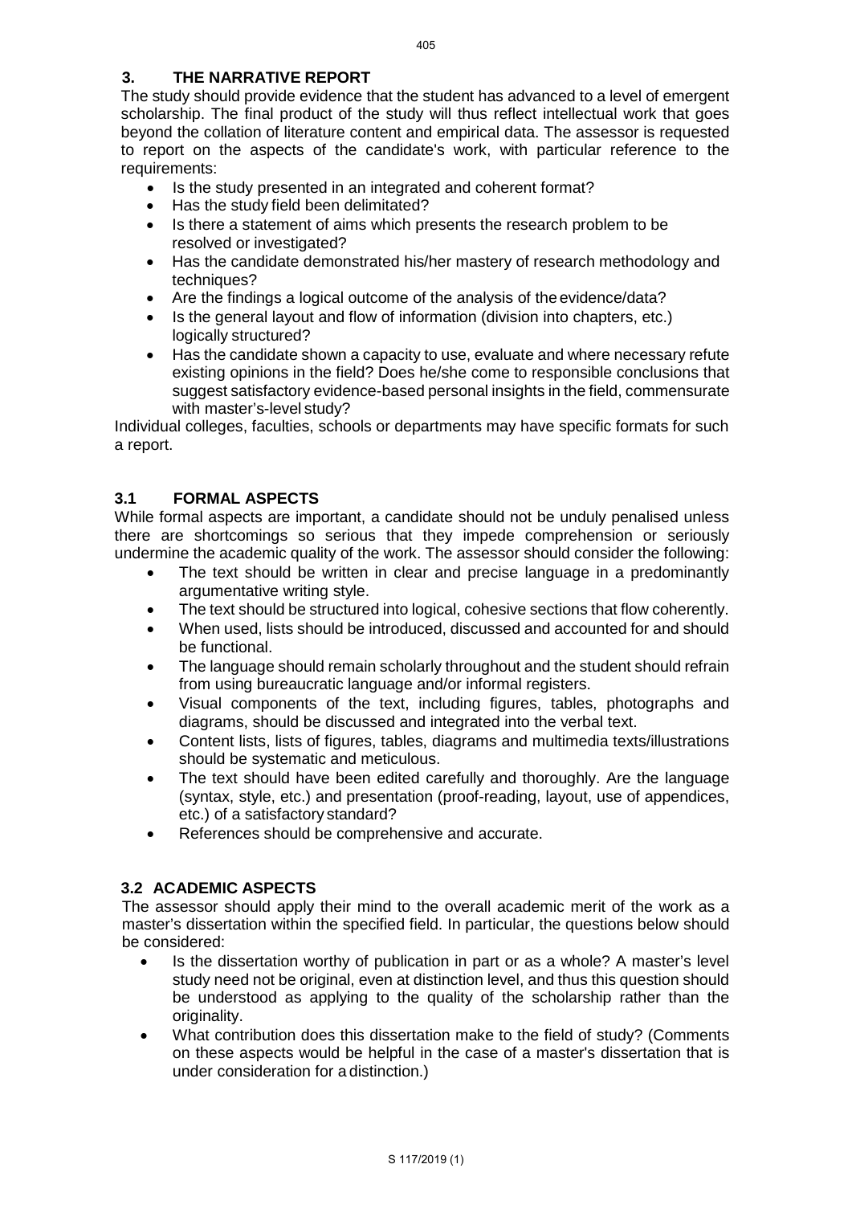## 3. THE NARRATIVE REPORT

The study should provide evidence that the student has advanced to a level of emergent scholarship. The final product of the study will thus reflect intellectual work that goes beyond the collation of literature content and empirical data. The assessor is requested to report on the aspects of the candidate's work, with particular reference to the requirements:

- Is the study presented in an integrated and coherent format?
- Has the study field been delimitated?
- Is there a statement of aims which presents the research problem to be resolved or investigated?
- Has the candidate demonstrated his/her mastery of research methodology and techniques?
- Are the findings a logical outcome of the analysis of the evidence/data?
- Is the general layout and flow of information (division into chapters, etc.) logically structured?
- Has the candidate shown a capacity to use, evaluate and where necessary refute existing opinions in the field? Does he/she come to responsible conclusions that suggest satisfactory evidence-based personal insights in the field, commensurate with master's-level study?

Individual colleges, faculties, schools or departments may have specific formats for such a report.

### 3.1 FORMAL ASPECTS

While formal aspects are important, a candidate should not be unduly penalised unless there are shortcomings so serious that they impede comprehension or seriously undermine the academic quality of the work. The assessor should consider the following:

- The text should be written in clear and precise language in a predominantly argumentative writing style.
- The text should be structured into logical, cohesive sections that flow coherently.
- When used, lists should be introduced, discussed and accounted for and should be functional.
- The language should remain scholarly throughout and the student should refrain from using bureaucratic language and/or informal registers.
- Visual components of the text, including figures, tables, photographs and diagrams, should be discussed and integrated into the verbal text.
- Content lists, lists of figures, tables, diagrams and multimedia texts/illustrations should be systematic and meticulous.
- The text should have been edited carefully and thoroughly. Are the language (syntax, style, etc.) and presentation (proof-reading, layout, use of appendices, etc.) of a satisfactory standard?
- References should be comprehensive and accurate.

### 3.2 ACADEMIC ASPECTS

The assessor should apply their mind to the overall academic merit of the work as a master's dissertation within the specified field. In particular, the questions below should be considered:

- Is the dissertation worthy of publication in part or as a whole? A master's level study need not be original, even at distinction level, and thus this question should be understood as applying to the quality of the scholarship rather than the originality.
- What contribution does this dissertation make to the field of study? (Comments on these aspects would be helpful in the case of a master's dissertation that is under consideration for a distinction.)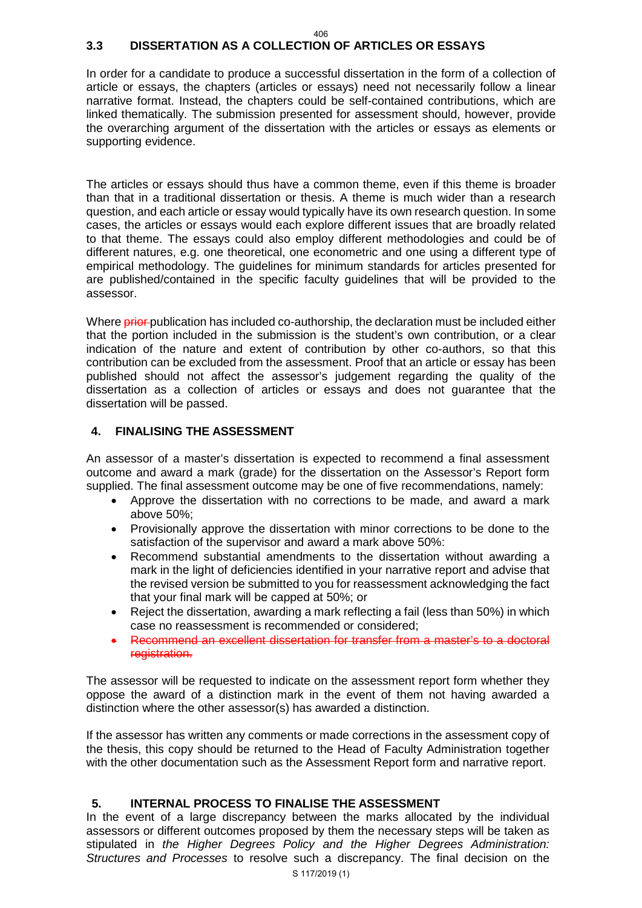### 3.3 DISSERTATION AS A COLLECTION OF ARTICLES OR ESSAYS

In order for a candidate to produce a successful dissertation in the form of a collection of article or essays, the chapters (articles or essays) need not necessarily follow a linear narrative format. Instead, the chapters could be self-contained contributions, which are linked thematically. The submission presented for assessment should, however, provide the overarching argument of the dissertation with the articles or essays as elements or supporting evidence.

The articles or essays should thus have a common theme, even if this theme is broader than that in a traditional dissertation or thesis. A theme is much wider than a research question, and each article or essay would typically have its own research question. In some cases, the articles or essays would each explore different issues that are broadly related to that theme. The essays could also employ different methodologies and could be of different natures, e.g. one theoretical, one econometric and one using a different type of empirical methodology. The guidelines for minimum standards for articles presented for are published/contained in the specific faculty guidelines that will be provided to the assessor.

Where ~~prior~~ publication has included co-authorship, the declaration must be included either that the portion included in the submission is the student's own contribution, or a clear indication of the nature and extent of contribution by other co-authors, so that this contribution can be excluded from the assessment. Proof that an article or essay has been published should not affect the assessor's judgement regarding the quality of the dissertation as a collection of articles or essays and does not guarantee that the dissertation will be passed.

## 4. FINALISING THE ASSESSMENT

An assessor of a master's dissertation is expected to recommend a final assessment outcome and award a mark (grade) for the dissertation on the Assessor's Report form supplied. The final assessment outcome may be one of five recommendations, namely:

- Approve the dissertation with no corrections to be made, and award a mark above 50%;
- Provisionally approve the dissertation with minor corrections to be done to the satisfaction of the supervisor and award a mark above 50%:
- Recommend substantial amendments to the dissertation without awarding a mark in the light of deficiencies identified in your narrative report and advise that the revised version be submitted to you for reassessment acknowledging the fact that your final mark will be capped at 50%; or
- Reject the dissertation, awarding a mark reflecting a fail (less than 50%) in which case no reassessment is recommended or considered;
- ~~Recommend an excellent dissertation for transfer from a master's to a doctoral registration.~~

The assessor will be requested to indicate on the assessment report form whether they oppose the award of a distinction mark in the event of them not having awarded a distinction where the other assessor(s) has awarded a distinction.

If the assessor has written any comments or made corrections in the assessment copy of the thesis, this copy should be returned to the Head of Faculty Administration together with the other documentation such as the Assessment Report form and narrative report.

## 5. INTERNAL PROCESS TO FINALISE THE ASSESSMENT

In the event of a large discrepancy between the marks allocated by the individual assessors or different outcomes proposed by them the necessary steps will be taken as stipulated in *the Higher Degrees Policy and the Higher Degrees Administration: Structures and Processes* to resolve such a discrepancy. The final decision on the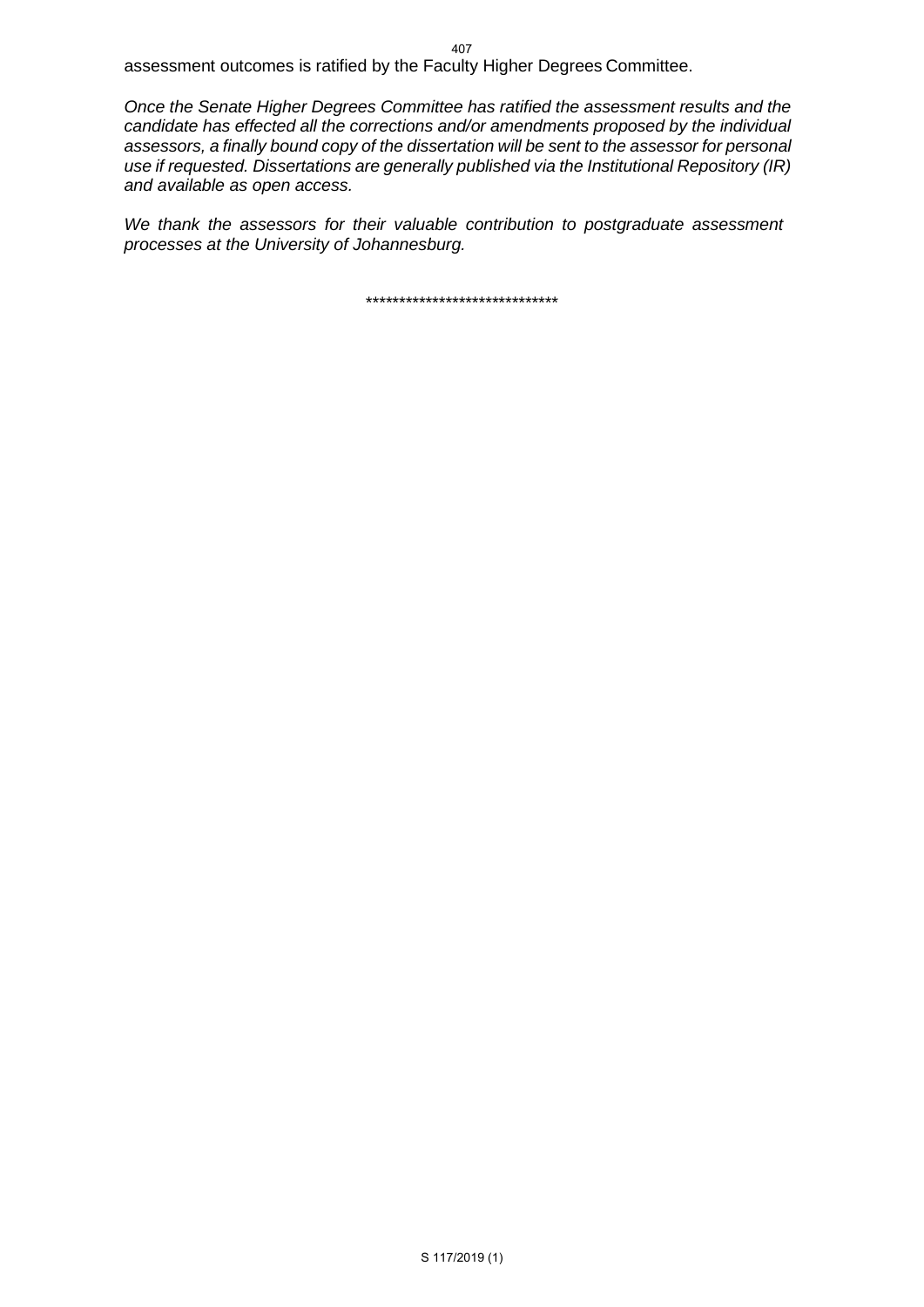assessment outcomes is ratified by the Faculty Higher Degrees Committee.

*Once the Senate Higher Degrees Committee has ratified the assessment results and the candidate has effected all the corrections and/or amendments proposed by the individual assessors, a finally bound copy of the dissertation will be sent to the assessor for personal use if requested. Dissertations are generally published via the Institutional Repository (IR) and available as open access.*

*We thank the assessors for their valuable contribution to postgraduate assessment processes at the University of Johannesburg.*

*****************************

S 117/2019 (1)